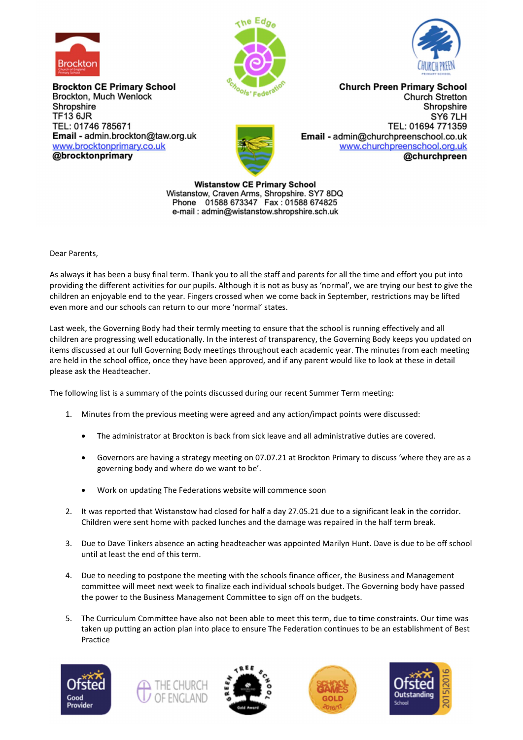**Brockton CE Primary School**
Brockton, Much Wenlock
Shropshire
TF13 6JR
TEL: 01746 785671
**Email -** admin.brockton@taw.org.uk
www.brocktonprimary.co.uk
**@brocktonprimary**

**Church Preen Primary School**
Church Stretton
Shropshire
SY6 7LH
TEL: 01694 771359
**Email -** admin@churchpreenschool.co.uk
www.churchpreenschool.org.uk
**@churchpreen**

**Wistanstow CE Primary School**
Wistanstow, Craven Arms, Shropshire. SY7 8DQ
Phone 01588 673347 Fax : 01588 674825
e-mail : admin@wistanstow.shropshire.sch.uk

Dear Parents,

As always it has been a busy final term. Thank you to all the staff and parents for all the time and effort you put into providing the different activities for our pupils. Although it is not as busy as 'normal', we are trying our best to give the children an enjoyable end to the year. Fingers crossed when we come back in September, restrictions may be lifted even more and our schools can return to our more 'normal' states.

Last week, the Governing Body had their termly meeting to ensure that the school is running effectively and all children are progressing well educationally. In the interest of transparency, the Governing Body keeps you updated on items discussed at our full Governing Body meetings throughout each academic year. The minutes from each meeting are held in the school office, once they have been approved, and if any parent would like to look at these in detail please ask the Headteacher.

The following list is a summary of the points discussed during our recent Summer Term meeting:

1. Minutes from the previous meeting were agreed and any action/impact points were discussed:

    - The administrator at Brockton is back from sick leave and all administrative duties are covered.

    - Governors are having a strategy meeting on 07.07.21 at Brockton Primary to discuss 'where they are as a governing body and where do we want to be'.

    - Work on updating The Federations website will commence soon

2. It was reported that Wistanstow had closed for half a day 27.05.21 due to a significant leak in the corridor. Children were sent home with packed lunches and the damage was repaired in the half term break.

3. Due to Dave Tinkers absence an acting headteacher was appointed Marilyn Hunt. Dave is due to be off school until at least the end of this term.

4. Due to needing to postpone the meeting with the schools finance officer, the Business and Management committee will meet next week to finalize each individual schools budget. The Governing body have passed the power to the Business Management Committee to sign off on the budgets.

5. The Curriculum Committee have also not been able to meet this term, due to time constraints. Our time was taken up putting an action plan into place to ensure The Federation continues to be an establishment of Best Practice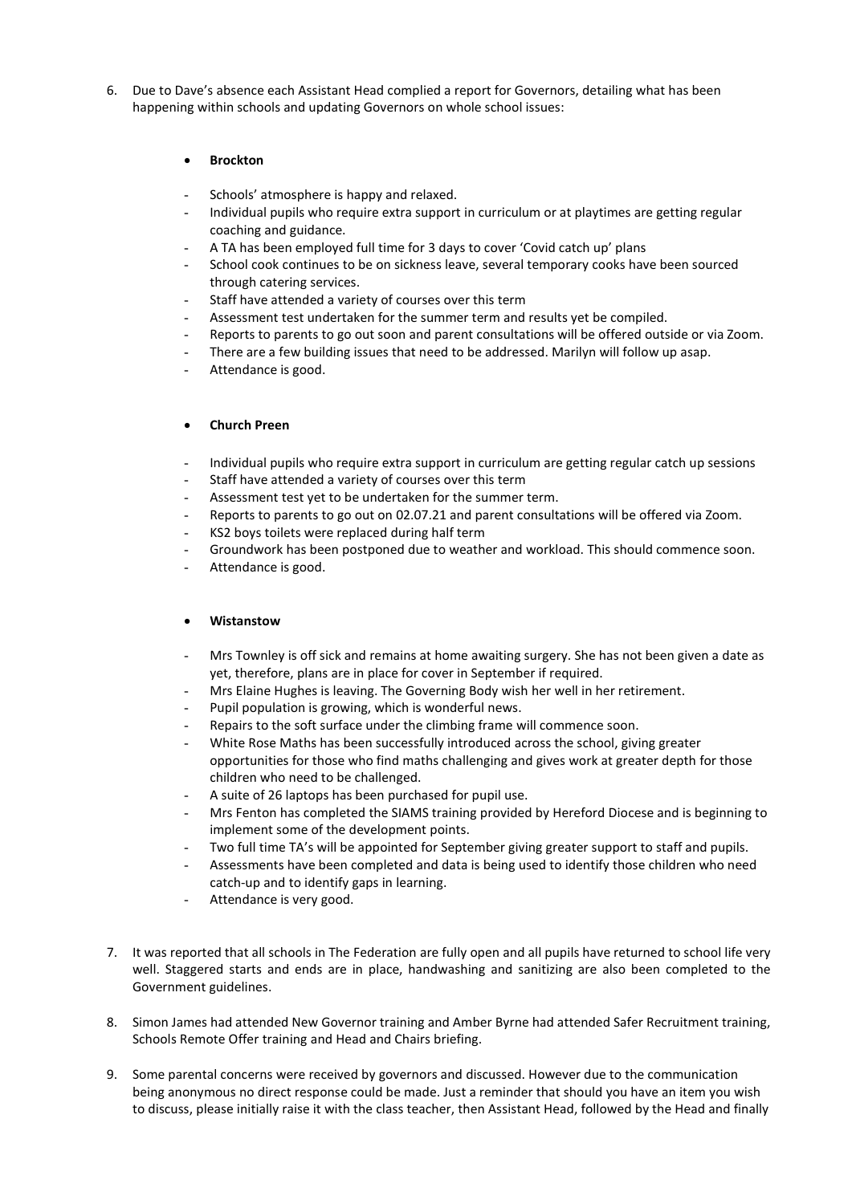6. Due to Dave's absence each Assistant Head complied a report for Governors, detailing what has been happening within schools and updating Governors on whole school issues:

   - **Brockton**

   - Schools' atmosphere is happy and relaxed.
   - Individual pupils who require extra support in curriculum or at playtimes are getting regular coaching and guidance.
   - A TA has been employed full time for 3 days to cover 'Covid catch up' plans
   - School cook continues to be on sickness leave, several temporary cooks have been sourced through catering services.
   - Staff have attended a variety of courses over this term
   - Assessment test undertaken for the summer term and results yet be compiled.
   - Reports to parents to go out soon and parent consultations will be offered outside or via Zoom.
   - There are a few building issues that need to be addressed. Marilyn will follow up asap.
   - Attendance is good.

   - **Church Preen**

   - Individual pupils who require extra support in curriculum are getting regular catch up sessions
   - Staff have attended a variety of courses over this term
   - Assessment test yet to be undertaken for the summer term.
   - Reports to parents to go out on 02.07.21 and parent consultations will be offered via Zoom.
   - KS2 boys toilets were replaced during half term
   - Groundwork has been postponed due to weather and workload. This should commence soon.
   - Attendance is good.

   - **Wistanstow**

   - Mrs Townley is off sick and remains at home awaiting surgery. She has not been given a date as yet, therefore, plans are in place for cover in September if required.
   - Mrs Elaine Hughes is leaving. The Governing Body wish her well in her retirement.
   - Pupil population is growing, which is wonderful news.
   - Repairs to the soft surface under the climbing frame will commence soon.
   - White Rose Maths has been successfully introduced across the school, giving greater opportunities for those who find maths challenging and gives work at greater depth for those children who need to be challenged.
   - A suite of 26 laptops has been purchased for pupil use.
   - Mrs Fenton has completed the SIAMS training provided by Hereford Diocese and is beginning to implement some of the development points.
   - Two full time TA's will be appointed for September giving greater support to staff and pupils.
   - Assessments have been completed and data is being used to identify those children who need catch-up and to identify gaps in learning.
   - Attendance is very good.

7. It was reported that all schools in The Federation are fully open and all pupils have returned to school life very well. Staggered starts and ends are in place, handwashing and sanitizing are also been completed to the Government guidelines.

8. Simon James had attended New Governor training and Amber Byrne had attended Safer Recruitment training, Schools Remote Offer training and Head and Chairs briefing.

9. Some parental concerns were received by governors and discussed. However due to the communication being anonymous no direct response could be made. Just a reminder that should you have an item you wish to discuss, please initially raise it with the class teacher, then Assistant Head, followed by the Head and finally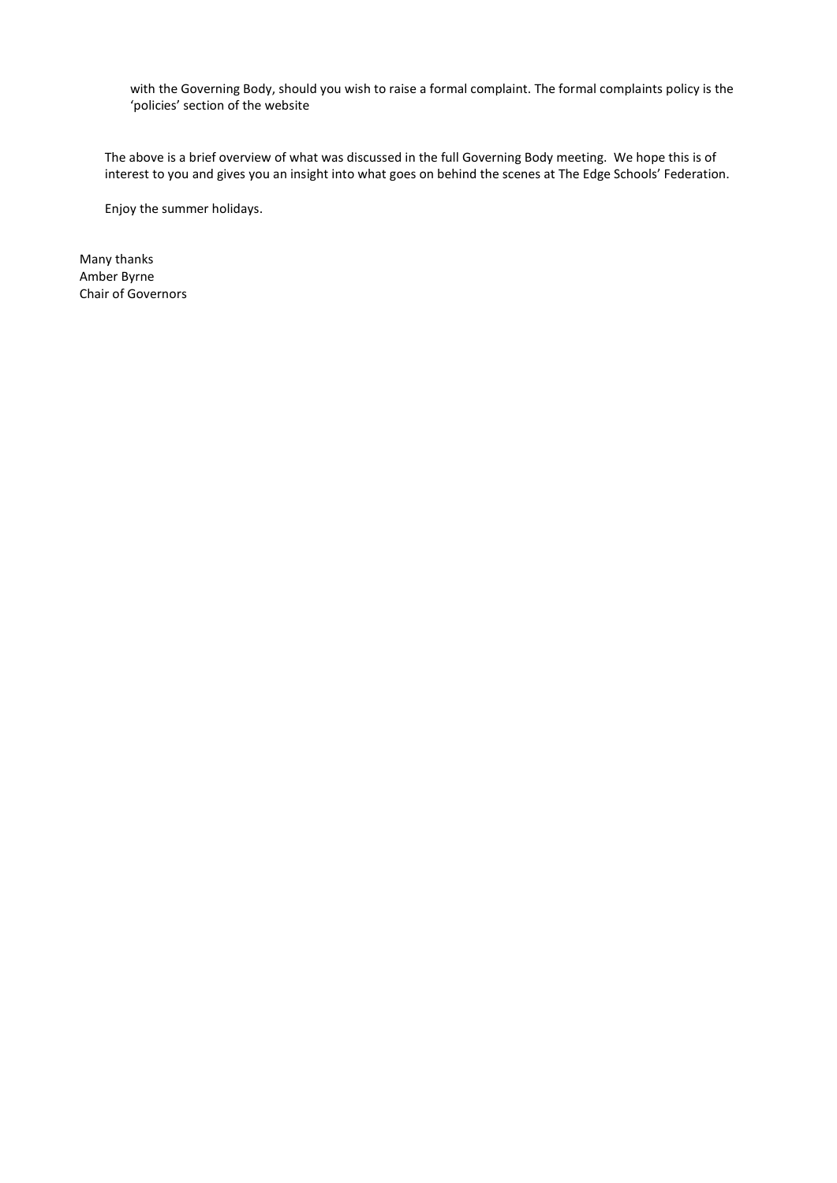with the Governing Body, should you wish to raise a formal complaint. The formal complaints policy is the 'policies' section of the website

The above is a brief overview of what was discussed in the full Governing Body meeting. We hope this is of interest to you and gives you an insight into what goes on behind the scenes at The Edge Schools' Federation.

Enjoy the summer holidays.

Many thanks
Amber Byrne
Chair of Governors